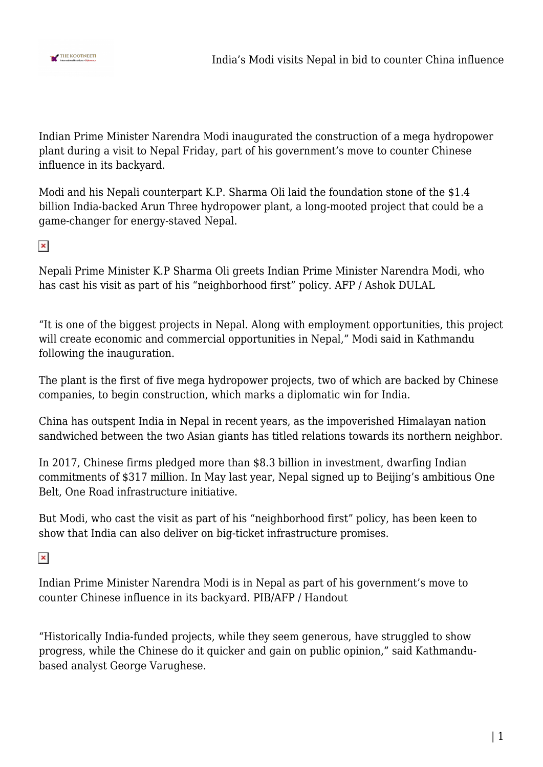Indian Prime Minister Narendra Modi inaugurated the construction of a mega hydropower plant during a visit to Nepal Friday, part of his government's move to counter Chinese influence in its backyard.

Modi and his Nepali counterpart K.P. Sharma Oli laid the foundation stone of the $1.4 billion India-backed Arun Three hydropower plant, a long-mooted project that could be a game-changer for energy-staved Nepal.

Nepali Prime Minister K.P Sharma Oli greets Indian Prime Minister Narendra Modi, who has cast his visit as part of his "neighborhood first" policy. AFP / Ashok DULAL

"It is one of the biggest projects in Nepal. Along with employment opportunities, this project will create economic and commercial opportunities in Nepal," Modi said in Kathmandu following the inauguration.

The plant is the first of five mega hydropower projects, two of which are backed by Chinese companies, to begin construction, which marks a diplomatic win for India.

China has outspent India in Nepal in recent years, as the impoverished Himalayan nation sandwiched between the two Asian giants has titled relations towards its northern neighbor.

In 2017, Chinese firms pledged more than $8.3 billion in investment, dwarfing Indian commitments of $317 million. In May last year, Nepal signed up to Beijing's ambitious One Belt, One Road infrastructure initiative.

But Modi, who cast the visit as part of his "neighborhood first" policy, has been keen to show that India can also deliver on big-ticket infrastructure promises.

Indian Prime Minister Narendra Modi is in Nepal as part of his government's move to counter Chinese influence in its backyard. PIB/AFP / Handout

"Historically India-funded projects, while they seem generous, have struggled to show progress, while the Chinese do it quicker and gain on public opinion," said Kathmandu-based analyst George Varughese.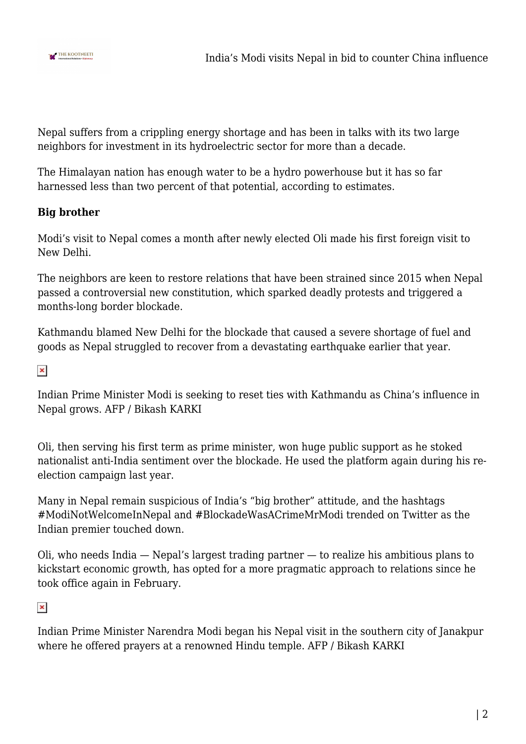Nepal suffers from a crippling energy shortage and has been in talks with its two large neighbors for investment in its hydroelectric sector for more than a decade.

The Himalayan nation has enough water to be a hydro powerhouse but it has so far harnessed less than two percent of that potential, according to estimates.

**Big brother**

Modi's visit to Nepal comes a month after newly elected Oli made his first foreign visit to New Delhi.

The neighbors are keen to restore relations that have been strained since 2015 when Nepal passed a controversial new constitution, which sparked deadly protests and triggered a months-long border blockade.

Kathmandu blamed New Delhi for the blockade that caused a severe shortage of fuel and goods as Nepal struggled to recover from a devastating earthquake earlier that year.

Indian Prime Minister Modi is seeking to reset ties with Kathmandu as China's influence in Nepal grows. AFP / Bikash KARKI

Oli, then serving his first term as prime minister, won huge public support as he stoked nationalist anti-India sentiment over the blockade. He used the platform again during his re-election campaign last year.

Many in Nepal remain suspicious of India's "big brother" attitude, and the hashtags #ModiNotWelcomeInNepal and #BlockadeWasACrimeMrModi trended on Twitter as the Indian premier touched down.

Oli, who needs India — Nepal's largest trading partner — to realize his ambitious plans to kickstart economic growth, has opted for a more pragmatic approach to relations since he took office again in February.

Indian Prime Minister Narendra Modi began his Nepal visit in the southern city of Janakpur where he offered prayers at a renowned Hindu temple. AFP / Bikash KARKI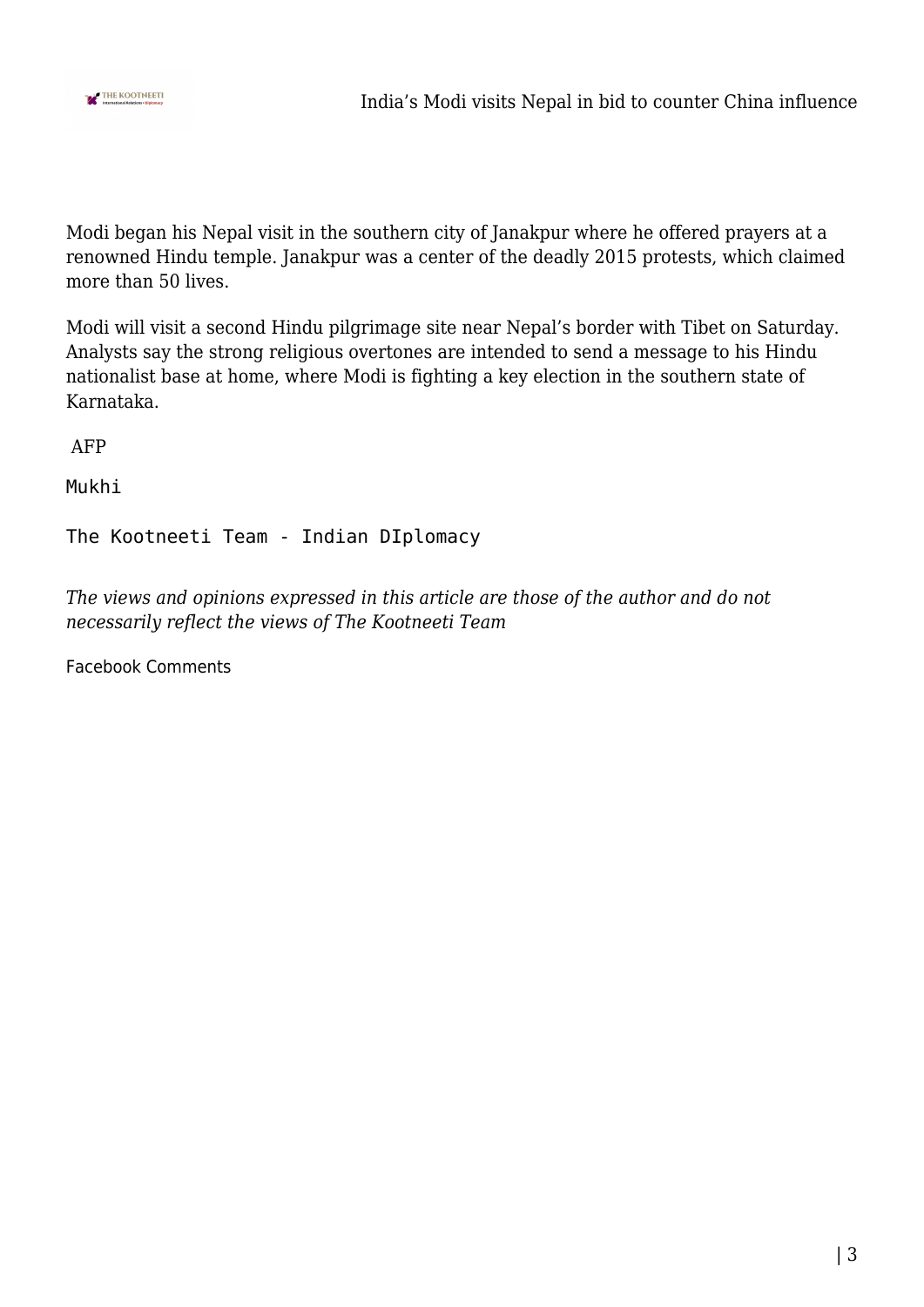Modi began his Nepal visit in the southern city of Janakpur where he offered prayers at a renowned Hindu temple. Janakpur was a center of the deadly 2015 protests, which claimed more than 50 lives.

Modi will visit a second Hindu pilgrimage site near Nepal's border with Tibet on Saturday. Analysts say the strong religious overtones are intended to send a message to his Hindu nationalist base at home, where Modi is fighting a key election in the southern state of Karnataka.

AFP

Mukhi

The Kootneeti Team - Indian DIplomacy

*The views and opinions expressed in this article are those of the author and do not necessarily reflect the views of The Kootneeti Team*

Facebook Comments